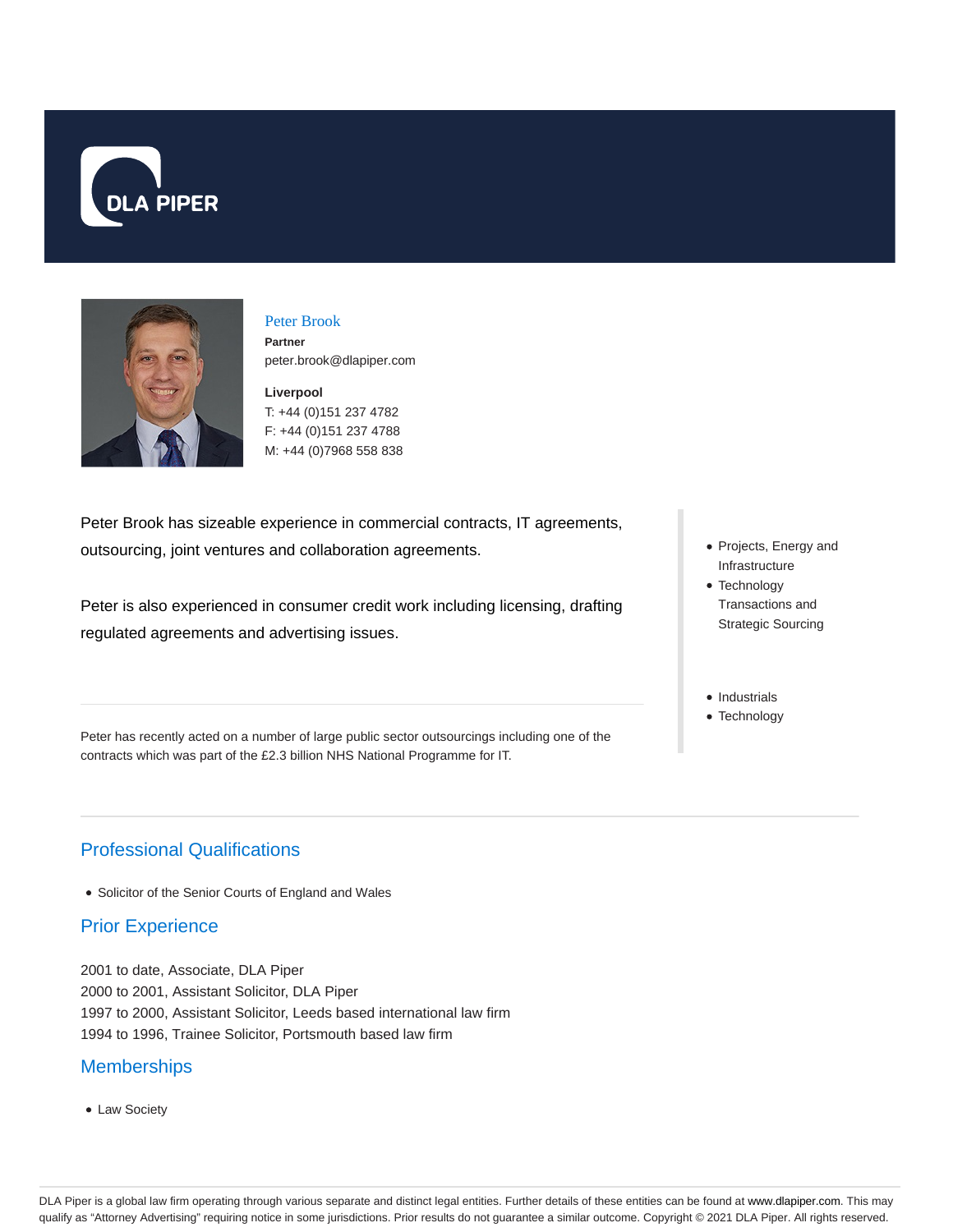# Peter Brook

**Partner**

peter.brook@dlapiper.com

**Liverpool**

T: +44 (0)151 237 4782
F: +44 (0)151 237 4788
M: +44 (0)7968 558 838

Peter Brook has sizeable experience in commercial contracts, IT agreements, outsourcing, joint ventures and collaboration agreements.

Peter is also experienced in consumer credit work including licensing, drafting regulated agreements and advertising issues.

- Projects, Energy and Infrastructure
- Technology Transactions and Strategic Sourcing

- Industrials
- Technology

Peter has recently acted on a number of large public sector outsourcings including one of the contracts which was part of the £2.3 billion NHS National Programme for IT.

## Professional Qualifications

- Solicitor of the Senior Courts of England and Wales

## Prior Experience

2001 to date, Associate, DLA Piper
2000 to 2001, Assistant Solicitor, DLA Piper
1997 to 2000, Assistant Solicitor, Leeds based international law firm
1994 to 1996, Trainee Solicitor, Portsmouth based law firm

## Memberships

- Law Society

DLA Piper is a global law firm operating through various separate and distinct legal entities. Further details of these entities can be found at www.dlapiper.com. This may qualify as "Attorney Advertising" requiring notice in some jurisdictions. Prior results do not guarantee a similar outcome. Copyright © 2021 DLA Piper. All rights reserved.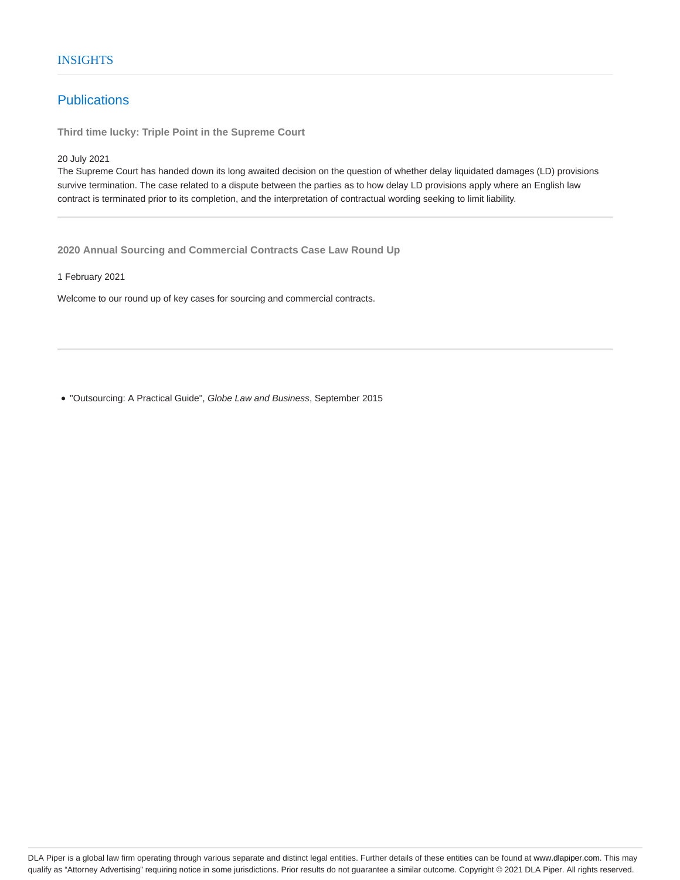## INSIGHTS

### Publications

**Third time lucky: Triple Point in the Supreme Court**

20 July 2021

The Supreme Court has handed down its long awaited decision on the question of whether delay liquidated damages (LD) provisions survive termination. The case related to a dispute between the parties as to how delay LD provisions apply where an English law contract is terminated prior to its completion, and the interpretation of contractual wording seeking to limit liability.

---

**2020 Annual Sourcing and Commercial Contracts Case Law Round Up**

1 February 2021

Welcome to our round up of key cases for sourcing and commercial contracts.

---

- "Outsourcing: A Practical Guide", *Globe Law and Business*, September 2015

DLA Piper is a global law firm operating through various separate and distinct legal entities. Further details of these entities can be found at www.dlapiper.com. This may qualify as "Attorney Advertising" requiring notice in some jurisdictions. Prior results do not guarantee a similar outcome. Copyright © 2021 DLA Piper. All rights reserved.